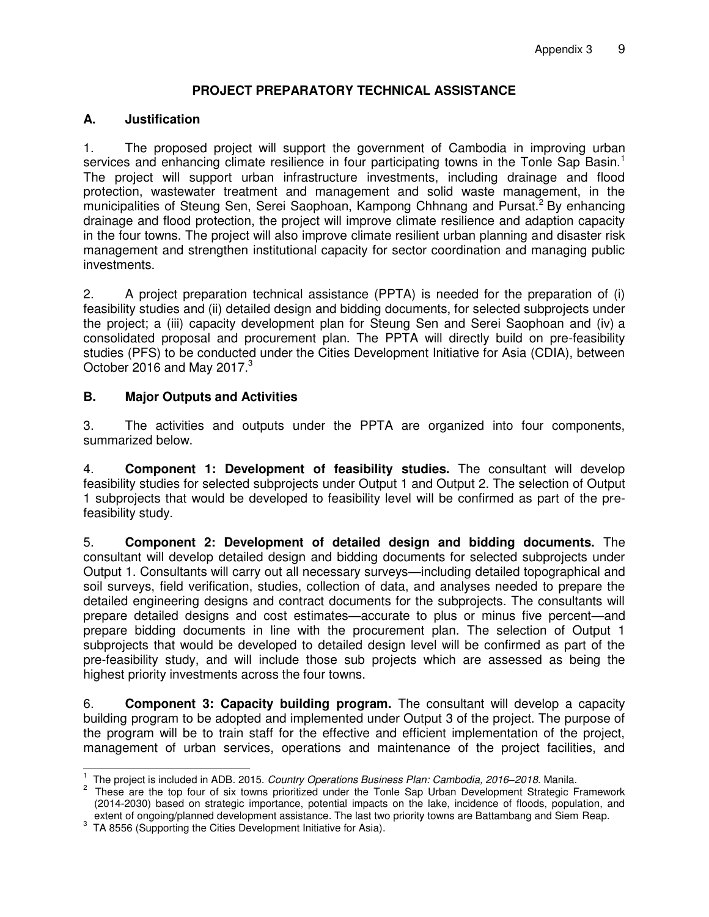# PROJECT PREPARATORY TECHNICAL ASSISTANCE

## A. Justification

1. The proposed project will support the government of Cambodia in improving urban services and enhancing climate resilience in four participating towns in the Tonle Sap Basin.[1] The project will support urban infrastructure investments, including drainage and flood protection, wastewater treatment and management and solid waste management, in the municipalities of Steung Sen, Serei Saophoan, Kampong Chhnang and Pursat.[2] By enhancing drainage and flood protection, the project will improve climate resilience and adaption capacity in the four towns. The project will also improve climate resilient urban planning and disaster risk management and strengthen institutional capacity for sector coordination and managing public investments.

2. A project preparation technical assistance (PPTA) is needed for the preparation of (i) feasibility studies and (ii) detailed design and bidding documents, for selected subprojects under the project; a (iii) capacity development plan for Steung Sen and Serei Saophoan and (iv) a consolidated proposal and procurement plan. The PPTA will directly build on pre-feasibility studies (PFS) to be conducted under the Cities Development Initiative for Asia (CDIA), between October 2016 and May 2017.[3]

## B. Major Outputs and Activities

3. The activities and outputs under the PPTA are organized into four components, summarized below.

4. **Component 1: Development of feasibility studies.** The consultant will develop feasibility studies for selected subprojects under Output 1 and Output 2. The selection of Output 1 subprojects that would be developed to feasibility level will be confirmed as part of the pre-feasibility study.

5. **Component 2: Development of detailed design and bidding documents.** The consultant will develop detailed design and bidding documents for selected subprojects under Output 1. Consultants will carry out all necessary surveys—including detailed topographical and soil surveys, field verification, studies, collection of data, and analyses needed to prepare the detailed engineering designs and contract documents for the subprojects. The consultants will prepare detailed designs and cost estimates—accurate to plus or minus five percent—and prepare bidding documents in line with the procurement plan. The selection of Output 1 subprojects that would be developed to detailed design level will be confirmed as part of the pre-feasibility study, and will include those sub projects which are assessed as being the highest priority investments across the four towns.

6. **Component 3: Capacity building program.** The consultant will develop a capacity building program to be adopted and implemented under Output 3 of the project. The purpose of the program will be to train staff for the effective and efficient implementation of the project, management of urban services, operations and maintenance of the project facilities, and

---

[1] The project is included in ADB. 2015. *Country Operations Business Plan: Cambodia, 2016–2018.* Manila.

[2] These are the top four of six towns prioritized under the Tonle Sap Urban Development Strategic Framework (2014-2030) based on strategic importance, potential impacts on the lake, incidence of floods, population, and extent of ongoing/planned development assistance. The last two priority towns are Battambang and Siem Reap.

[3] TA 8556 (Supporting the Cities Development Initiative for Asia).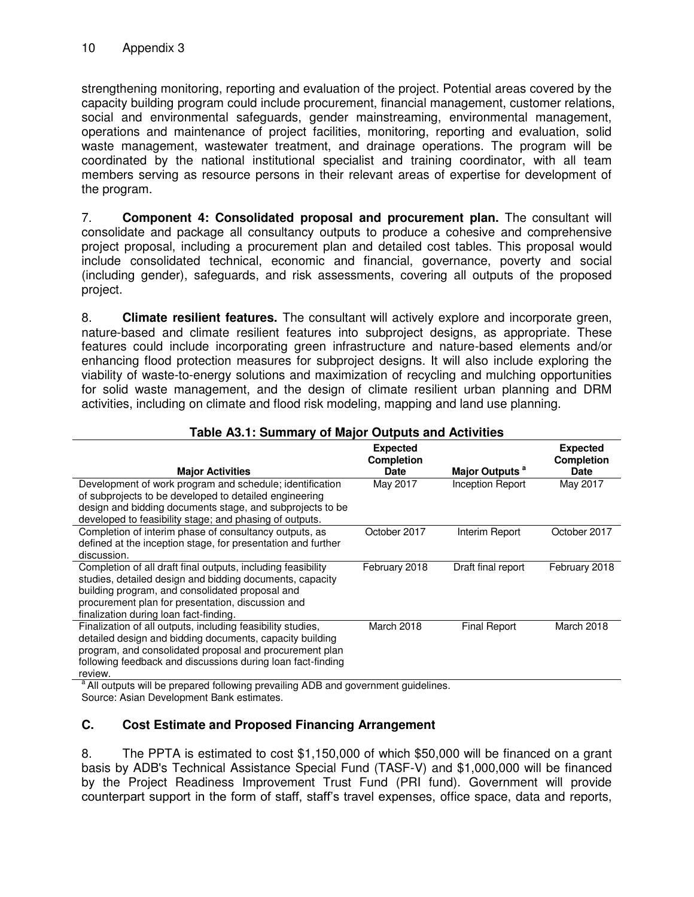strengthening monitoring, reporting and evaluation of the project. Potential areas covered by the capacity building program could include procurement, financial management, customer relations, social and environmental safeguards, gender mainstreaming, environmental management, operations and maintenance of project facilities, monitoring, reporting and evaluation, solid waste management, wastewater treatment, and drainage operations. The program will be coordinated by the national institutional specialist and training coordinator, with all team members serving as resource persons in their relevant areas of expertise for development of the program.

7. **Component 4: Consolidated proposal and procurement plan.** The consultant will consolidate and package all consultancy outputs to produce a cohesive and comprehensive project proposal, including a procurement plan and detailed cost tables. This proposal would include consolidated technical, economic and financial, governance, poverty and social (including gender), safeguards, and risk assessments, covering all outputs of the proposed project.

8. **Climate resilient features.** The consultant will actively explore and incorporate green, nature-based and climate resilient features into subproject designs, as appropriate. These features could include incorporating green infrastructure and nature-based elements and/or enhancing flood protection measures for subproject designs. It will also include exploring the viability of waste-to-energy solutions and maximization of recycling and mulching opportunities for solid waste management, and the design of climate resilient urban planning and DRM activities, including on climate and flood risk modeling, mapping and land use planning.

**Table A3.1: Summary of Major Outputs and Activities**

| Major Activities | Expected Completion Date | Major Outputs [a] | Expected Completion Date |
|---|---|---|---|
| Development of work program and schedule; identification of subprojects to be developed to detailed engineering design and bidding documents stage, and subprojects to be developed to feasibility stage; and phasing of outputs. | May 2017 | Inception Report | May 2017 |
| Completion of interim phase of consultancy outputs, as defined at the inception stage, for presentation and further discussion. | October 2017 | Interim Report | October 2017 |
| Completion of all draft final outputs, including feasibility studies, detailed design and bidding documents, capacity building program, and consolidated proposal and procurement plan for presentation, discussion and finalization during loan fact-finding. | February 2018 | Draft final report | February 2018 |
| Finalization of all outputs, including feasibility studies, detailed design and bidding documents, capacity building program, and consolidated proposal and procurement plan following feedback and discussions during loan fact-finding review. | March 2018 | Final Report | March 2018 |

[a] All outputs will be prepared following prevailing ADB and government guidelines.
Source: Asian Development Bank estimates.

## C. Cost Estimate and Proposed Financing Arrangement

8. The PPTA is estimated to cost $1,150,000 of which $50,000 will be financed on a grant basis by ADB's Technical Assistance Special Fund (TASF-V) and $1,000,000 will be financed by the Project Readiness Improvement Trust Fund (PRI fund). Government will provide counterpart support in the form of staff, staff's travel expenses, office space, data and reports,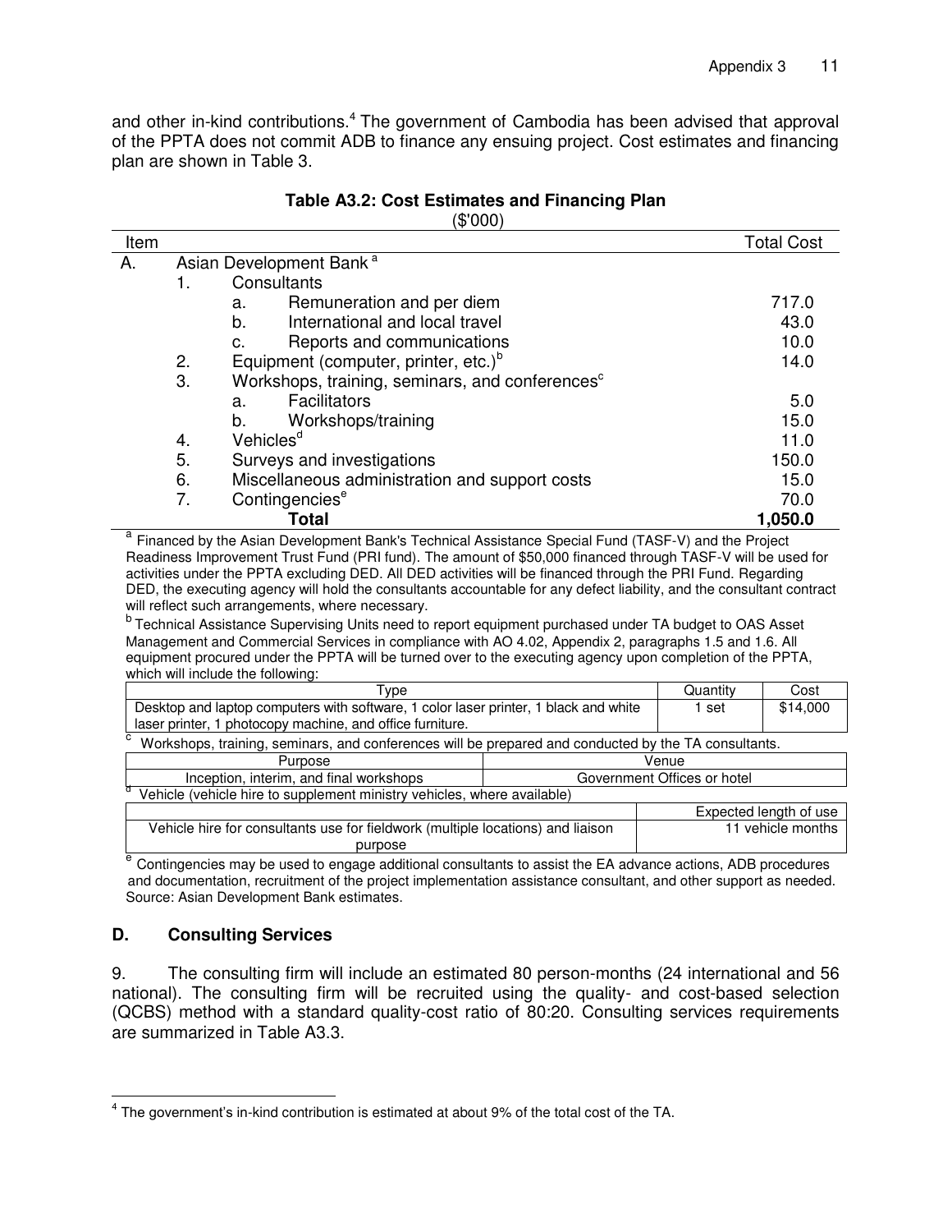and other in-kind contributions.[4] The government of Cambodia has been advised that approval of the PPTA does not commit ADB to finance any ensuing project. Cost estimates and financing plan are shown in Table 3.

**Table A3.2: Cost Estimates and Financing Plan**

($'000)

| Item | | | | Total Cost |
|---|---|---|---|---|
| A. | Asian Development Bank[a] | | | |
| | 1. | Consultants | | |
| | | a. | Remuneration and per diem | 717.0 |
| | | b. | International and local travel | 43.0 |
| | | c. | Reports and communications | 10.0 |
| | 2. | Equipment (computer, printer, etc.)[b] | | 14.0 |
| | 3. | Workshops, training, seminars, and conferences[c] | | |
| | | a. | Facilitators | 5.0 |
| | | b. | Workshops/training | 15.0 |
| | 4. | Vehicles[d] | | 11.0 |
| | 5. | Surveys and investigations | | 150.0 |
| | 6. | Miscellaneous administration and support costs | | 15.0 |
| | 7. | Contingencies[e] | | 70.0 |
| | | **Total** | | **1,050.0** |

[a] Financed by the Asian Development Bank's Technical Assistance Special Fund (TASF-V) and the Project Readiness Improvement Trust Fund (PRI fund). The amount of $50,000 financed through TASF-V will be used for activities under the PPTA excluding DED. All DED activities will be financed through the PRI Fund. Regarding DED, the executing agency will hold the consultants accountable for any defect liability, and the consultant contract will reflect such arrangements, where necessary.

[b] Technical Assistance Supervising Units need to report equipment purchased under TA budget to OAS Asset Management and Commercial Services in compliance with AO 4.02, Appendix 2, paragraphs 1.5 and 1.6. All equipment procured under the PPTA will be turned over to the executing agency upon completion of the PPTA, which will include the following:

| Type | Quantity | Cost |
|---|---|---|
| Desktop and laptop computers with software, 1 color laser printer, 1 black and white laser printer, 1 photocopy machine, and office furniture. | 1 set | $14,000 |

[c] Workshops, training, seminars, and conferences will be prepared and conducted by the TA consultants.

| Purpose | Venue |
|---|---|
| Inception, interim, and final workshops | Government Offices or hotel |

[d] Vehicle (vehicle hire to supplement ministry vehicles, where available)

| | Expected length of use |
|---|---|
| Vehicle hire for consultants use for fieldwork (multiple locations) and liaison purpose | 11 vehicle months |

[e] Contingencies may be used to engage additional consultants to assist the EA advance actions, ADB procedures and documentation, recruitment of the project implementation assistance consultant, and other support as needed.

Source: Asian Development Bank estimates.

## D. Consulting Services

9. The consulting firm will include an estimated 80 person-months (24 international and 56 national). The consulting firm will be recruited using the quality- and cost-based selection (QCBS) method with a standard quality-cost ratio of 80:20. Consulting services requirements are summarized in Table A3.3.

[4] The government's in-kind contribution is estimated at about 9% of the total cost of the TA.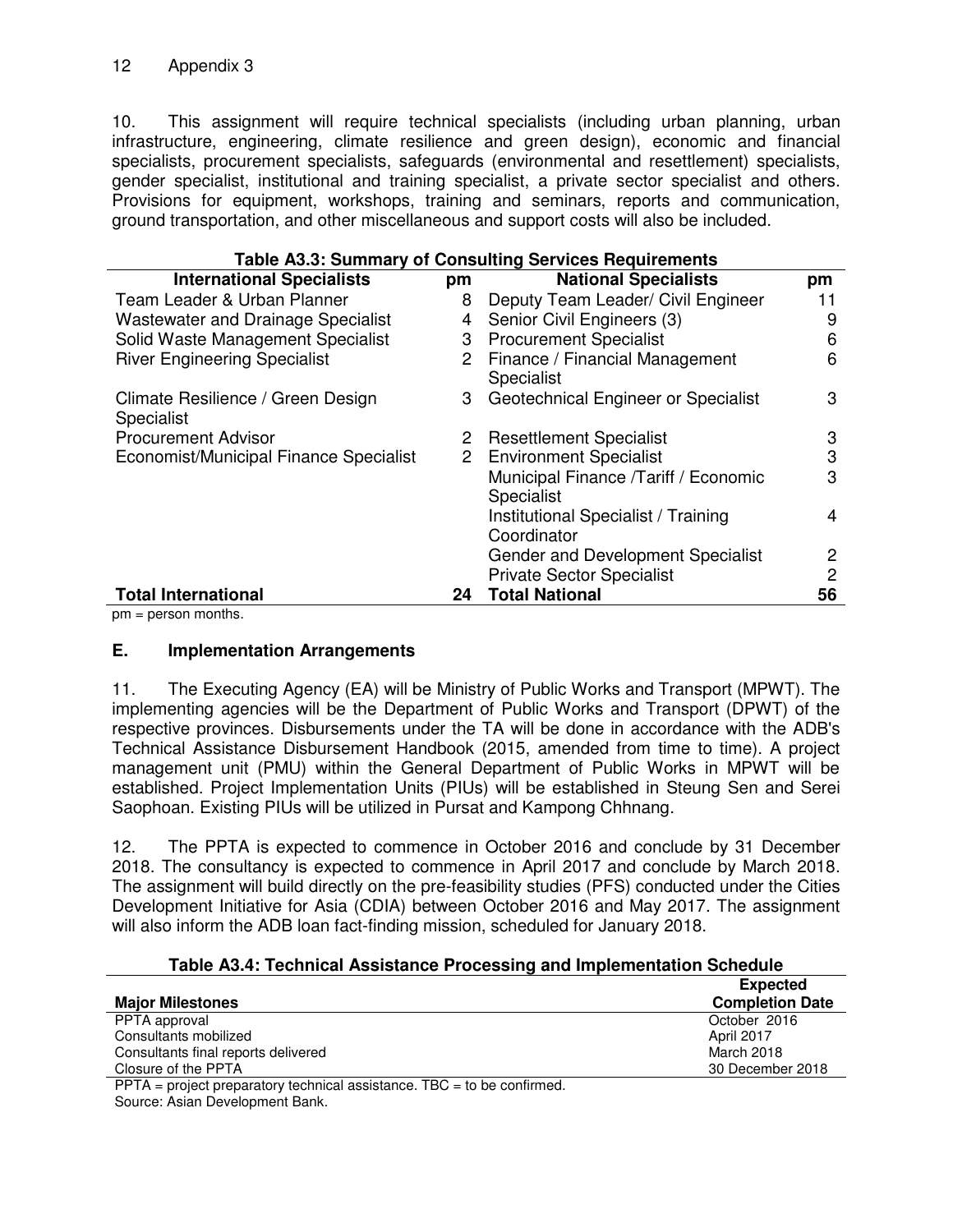10. This assignment will require technical specialists (including urban planning, urban infrastructure, engineering, climate resilience and green design), economic and financial specialists, procurement specialists, safeguards (environmental and resettlement) specialists, gender specialist, institutional and training specialist, a private sector specialist and others. Provisions for equipment, workshops, training and seminars, reports and communication, ground transportation, and other miscellaneous and support costs will also be included.

**Table A3.3: Summary of Consulting Services Requirements**

| International Specialists | pm | National Specialists | pm |
|---|---|---|---|
| Team Leader & Urban Planner | 8 | Deputy Team Leader/ Civil Engineer | 11 |
| Wastewater and Drainage Specialist | 4 | Senior Civil Engineers (3) | 9 |
| Solid Waste Management Specialist | 3 | Procurement Specialist | 6 |
| River Engineering Specialist | 2 | Finance / Financial Management Specialist | 6 |
| Climate Resilience / Green Design Specialist | 3 | Geotechnical Engineer or Specialist | 3 |
| Procurement Advisor | 2 | Resettlement Specialist | 3 |
| Economist/Municipal Finance Specialist | 2 | Environment Specialist | 3 |
| | | Municipal Finance /Tariff / Economic Specialist | 3 |
| | | Institutional Specialist / Training Coordinator | 4 |
| | | Gender and Development Specialist | 2 |
| | | Private Sector Specialist | 2 |
| **Total International** | **24** | **Total National** | **56** |

pm = person months.

## E. Implementation Arrangements

11. The Executing Agency (EA) will be Ministry of Public Works and Transport (MPWT). The implementing agencies will be the Department of Public Works and Transport (DPWT) of the respective provinces. Disbursements under the TA will be done in accordance with the ADB's Technical Assistance Disbursement Handbook (2015, amended from time to time). A project management unit (PMU) within the General Department of Public Works in MPWT will be established. Project Implementation Units (PIUs) will be established in Steung Sen and Serei Saophoan. Existing PIUs will be utilized in Pursat and Kampong Chhnang.

12. The PPTA is expected to commence in October 2016 and conclude by 31 December 2018. The consultancy is expected to commence in April 2017 and conclude by March 2018. The assignment will build directly on the pre-feasibility studies (PFS) conducted under the Cities Development Initiative for Asia (CDIA) between October 2016 and May 2017. The assignment will also inform the ADB loan fact-finding mission, scheduled for January 2018.

**Table A3.4: Technical Assistance Processing and Implementation Schedule**

| Major Milestones | Expected Completion Date |
|---|---|
| PPTA approval | October 2016 |
| Consultants mobilized | April 2017 |
| Consultants final reports delivered | March 2018 |
| Closure of the PPTA | 30 December 2018 |

PPTA = project preparatory technical assistance. TBC = to be confirmed.
Source: Asian Development Bank.